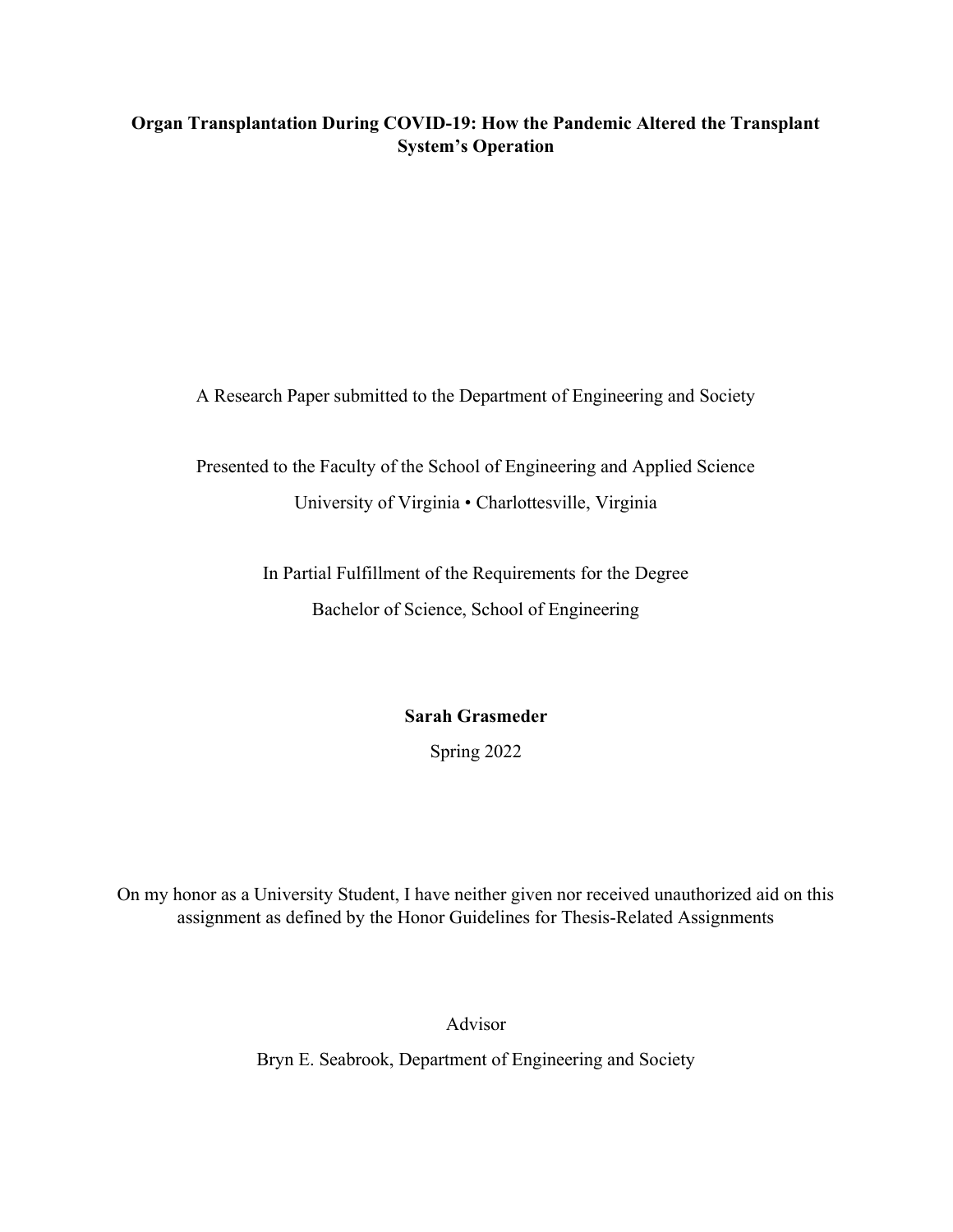**Organ Transplantation During COVID-19: How the Pandemic Altered the Transplant System's Operation**

A Research Paper submitted to the Department of Engineering and Society

Presented to the Faculty of the School of Engineering and Applied Science

University of Virginia • Charlottesville, Virginia

In Partial Fulfillment of the Requirements for the Degree

Bachelor of Science, School of Engineering

**Sarah Grasmeder**

Spring 2022

On my honor as a University Student, I have neither given nor received unauthorized aid on this assignment as defined by the Honor Guidelines for Thesis-Related Assignments

Advisor

Bryn E. Seabrook, Department of Engineering and Society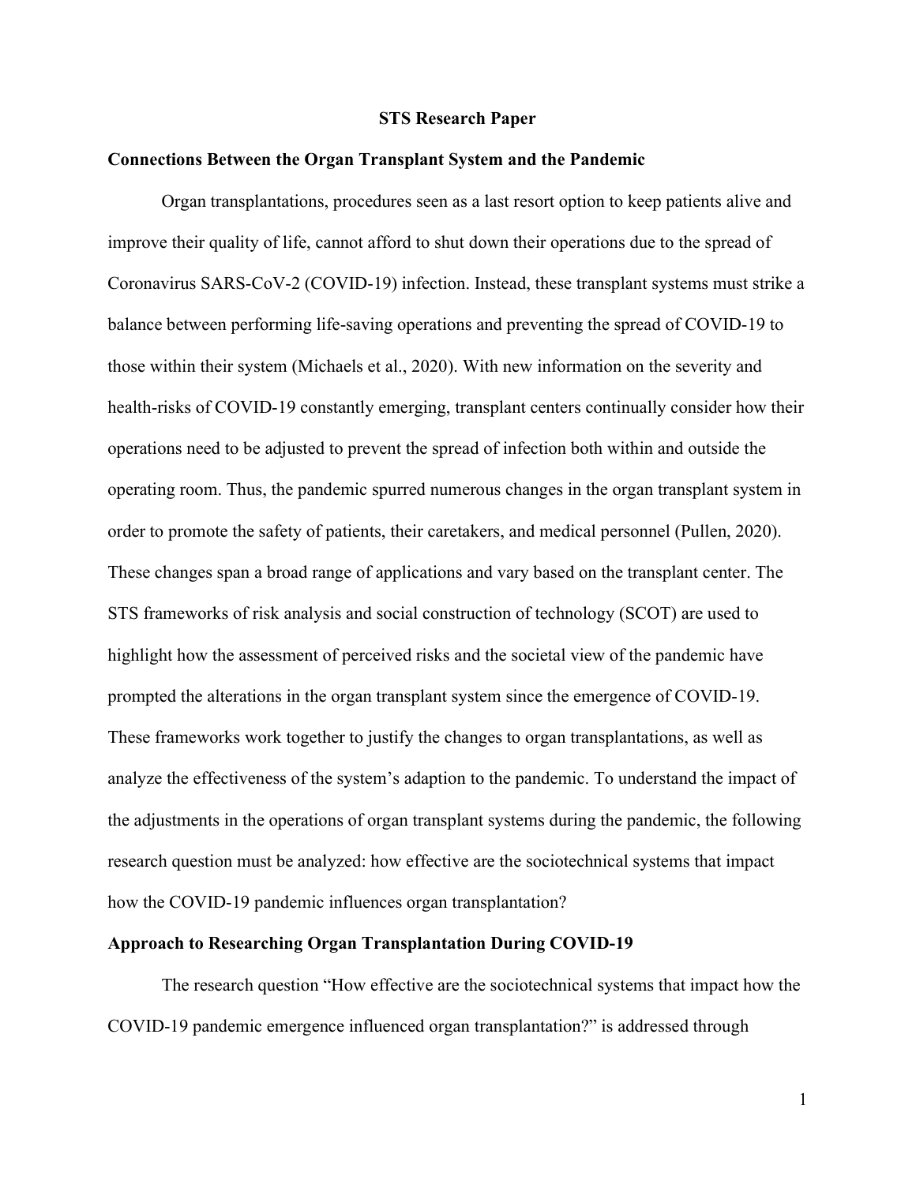**STS Research Paper**

**Connections Between the Organ Transplant System and the Pandemic**

Organ transplantations, procedures seen as a last resort option to keep patients alive and improve their quality of life, cannot afford to shut down their operations due to the spread of Coronavirus SARS-CoV-2 (COVID-19) infection. Instead, these transplant systems must strike a balance between performing life-saving operations and preventing the spread of COVID-19 to those within their system (Michaels et al., 2020). With new information on the severity and health-risks of COVID-19 constantly emerging, transplant centers continually consider how their operations need to be adjusted to prevent the spread of infection both within and outside the operating room. Thus, the pandemic spurred numerous changes in the organ transplant system in order to promote the safety of patients, their caretakers, and medical personnel (Pullen, 2020). These changes span a broad range of applications and vary based on the transplant center. The STS frameworks of risk analysis and social construction of technology (SCOT) are used to highlight how the assessment of perceived risks and the societal view of the pandemic have prompted the alterations in the organ transplant system since the emergence of COVID-19. These frameworks work together to justify the changes to organ transplantations, as well as analyze the effectiveness of the system's adaption to the pandemic. To understand the impact of the adjustments in the operations of organ transplant systems during the pandemic, the following research question must be analyzed: how effective are the sociotechnical systems that impact how the COVID-19 pandemic influences organ transplantation?

**Approach to Researching Organ Transplantation During COVID-19**

The research question "How effective are the sociotechnical systems that impact how the COVID-19 pandemic emergence influenced organ transplantation?" is addressed through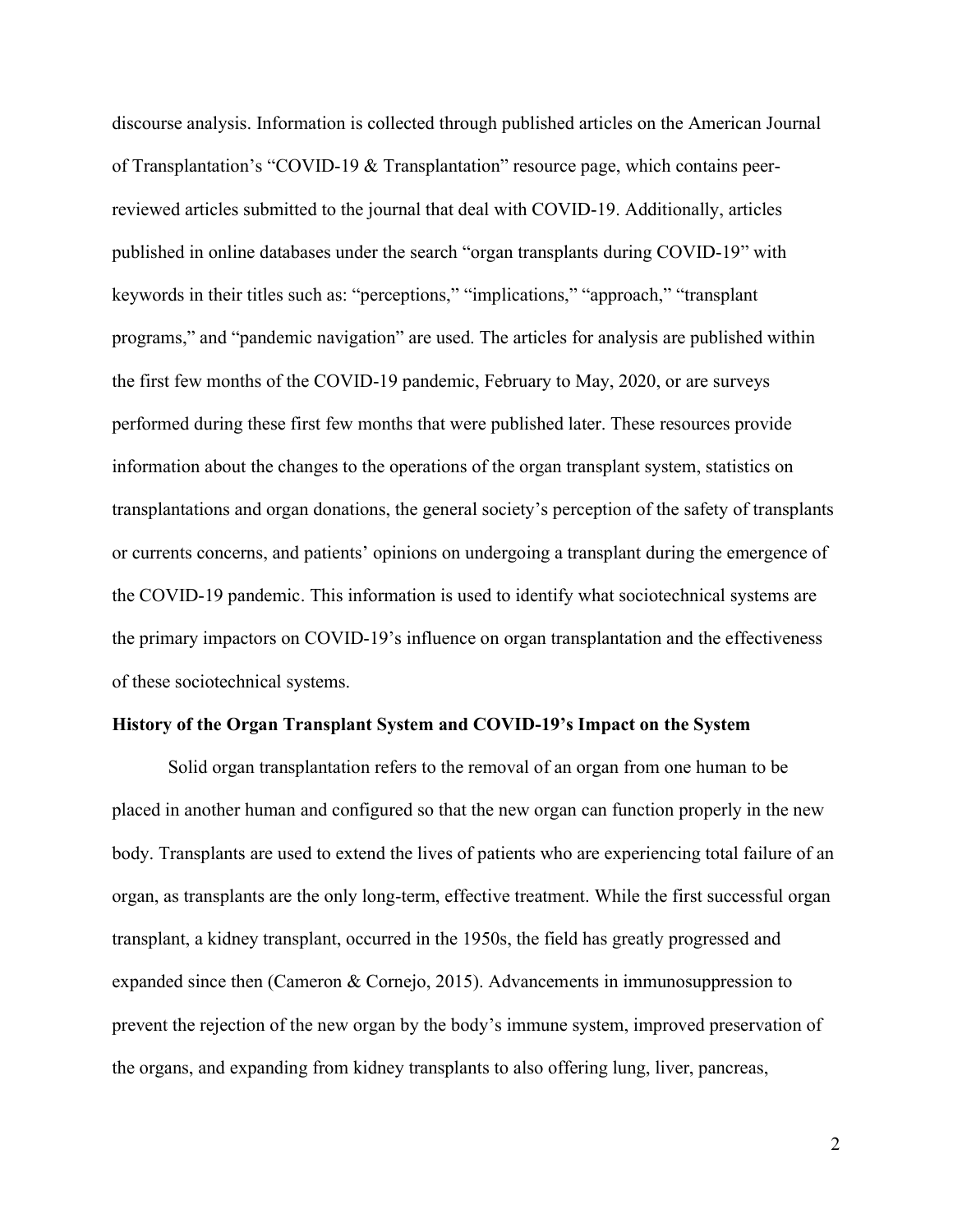discourse analysis. Information is collected through published articles on the American Journal of Transplantation's "COVID-19 & Transplantation" resource page, which contains peer-reviewed articles submitted to the journal that deal with COVID-19. Additionally, articles published in online databases under the search "organ transplants during COVID-19" with keywords in their titles such as: "perceptions," "implications," "approach," "transplant programs," and "pandemic navigation" are used. The articles for analysis are published within the first few months of the COVID-19 pandemic, February to May, 2020, or are surveys performed during these first few months that were published later. These resources provide information about the changes to the operations of the organ transplant system, statistics on transplantations and organ donations, the general society's perception of the safety of transplants or currents concerns, and patients' opinions on undergoing a transplant during the emergence of the COVID-19 pandemic. This information is used to identify what sociotechnical systems are the primary impactors on COVID-19's influence on organ transplantation and the effectiveness of these sociotechnical systems.

## History of the Organ Transplant System and COVID-19's Impact on the System

Solid organ transplantation refers to the removal of an organ from one human to be placed in another human and configured so that the new organ can function properly in the new body. Transplants are used to extend the lives of patients who are experiencing total failure of an organ, as transplants are the only long-term, effective treatment. While the first successful organ transplant, a kidney transplant, occurred in the 1950s, the field has greatly progressed and expanded since then (Cameron & Cornejo, 2015). Advancements in immunosuppression to prevent the rejection of the new organ by the body's immune system, improved preservation of the organs, and expanding from kidney transplants to also offering lung, liver, pancreas,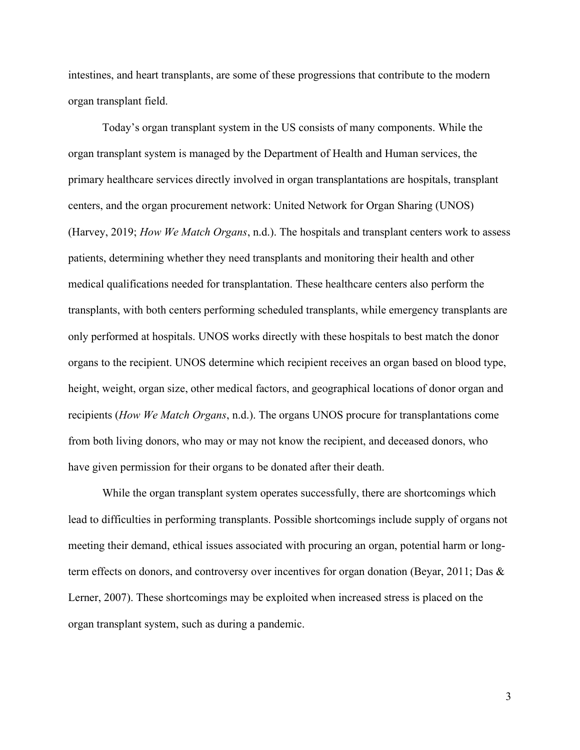intestines, and heart transplants, are some of these progressions that contribute to the modern organ transplant field.

Today's organ transplant system in the US consists of many components. While the organ transplant system is managed by the Department of Health and Human services, the primary healthcare services directly involved in organ transplantations are hospitals, transplant centers, and the organ procurement network: United Network for Organ Sharing (UNOS) (Harvey, 2019; *How We Match Organs*, n.d.). The hospitals and transplant centers work to assess patients, determining whether they need transplants and monitoring their health and other medical qualifications needed for transplantation. These healthcare centers also perform the transplants, with both centers performing scheduled transplants, while emergency transplants are only performed at hospitals. UNOS works directly with these hospitals to best match the donor organs to the recipient. UNOS determine which recipient receives an organ based on blood type, height, weight, organ size, other medical factors, and geographical locations of donor organ and recipients (*How We Match Organs*, n.d.). The organs UNOS procure for transplantations come from both living donors, who may or may not know the recipient, and deceased donors, who have given permission for their organs to be donated after their death.

While the organ transplant system operates successfully, there are shortcomings which lead to difficulties in performing transplants. Possible shortcomings include supply of organs not meeting their demand, ethical issues associated with procuring an organ, potential harm or long-term effects on donors, and controversy over incentives for organ donation (Beyar, 2011; Das & Lerner, 2007). These shortcomings may be exploited when increased stress is placed on the organ transplant system, such as during a pandemic.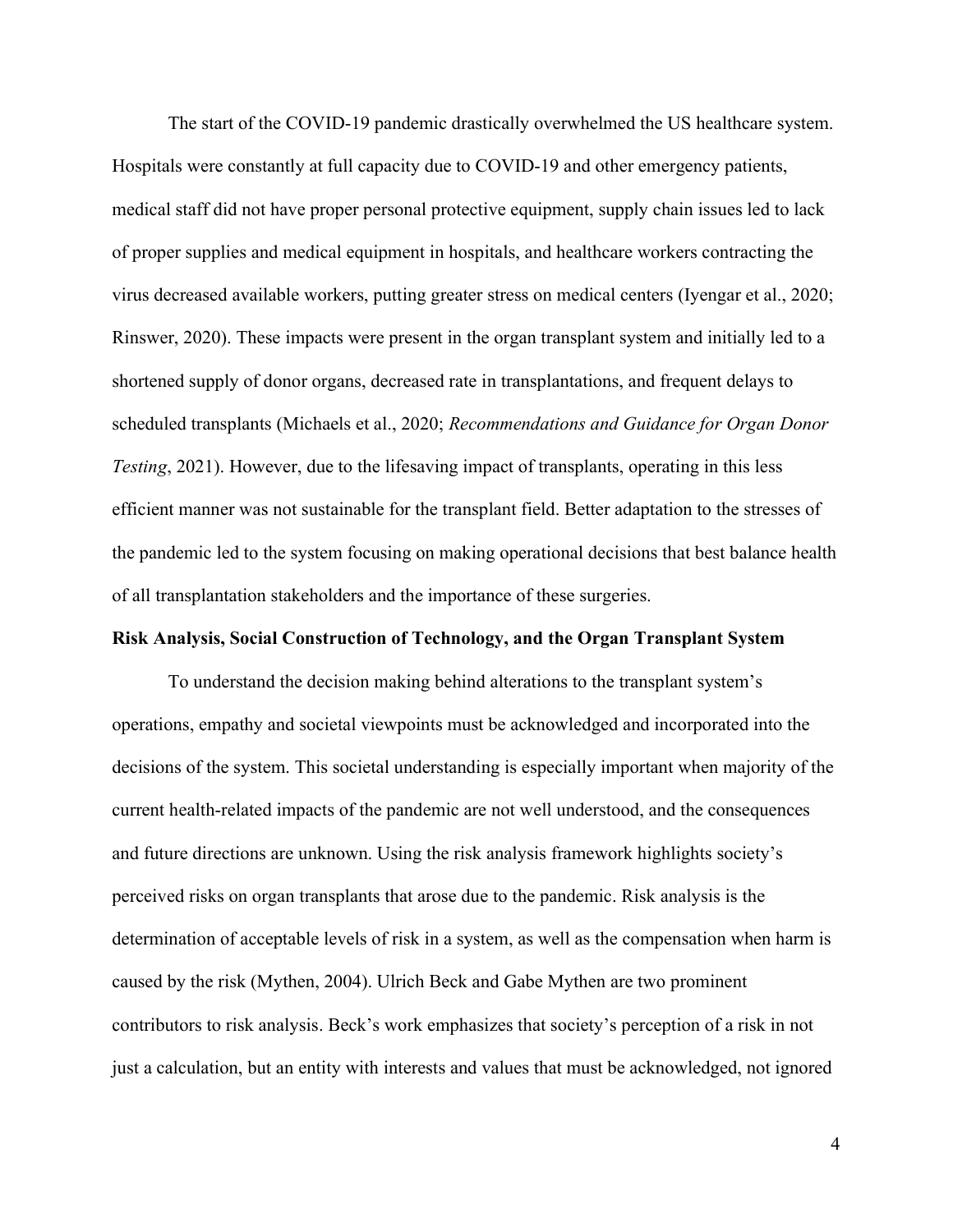The start of the COVID-19 pandemic drastically overwhelmed the US healthcare system. Hospitals were constantly at full capacity due to COVID-19 and other emergency patients, medical staff did not have proper personal protective equipment, supply chain issues led to lack of proper supplies and medical equipment in hospitals, and healthcare workers contracting the virus decreased available workers, putting greater stress on medical centers (Iyengar et al., 2020; Rinswer, 2020). These impacts were present in the organ transplant system and initially led to a shortened supply of donor organs, decreased rate in transplantations, and frequent delays to scheduled transplants (Michaels et al., 2020; *Recommendations and Guidance for Organ Donor Testing*, 2021). However, due to the lifesaving impact of transplants, operating in this less efficient manner was not sustainable for the transplant field. Better adaptation to the stresses of the pandemic led to the system focusing on making operational decisions that best balance health of all transplantation stakeholders and the importance of these surgeries.

**Risk Analysis, Social Construction of Technology, and the Organ Transplant System**

To understand the decision making behind alterations to the transplant system's operations, empathy and societal viewpoints must be acknowledged and incorporated into the decisions of the system. This societal understanding is especially important when majority of the current health-related impacts of the pandemic are not well understood, and the consequences and future directions are unknown. Using the risk analysis framework highlights society's perceived risks on organ transplants that arose due to the pandemic. Risk analysis is the determination of acceptable levels of risk in a system, as well as the compensation when harm is caused by the risk (Mythen, 2004). Ulrich Beck and Gabe Mythen are two prominent contributors to risk analysis. Beck's work emphasizes that society's perception of a risk in not just a calculation, but an entity with interests and values that must be acknowledged, not ignored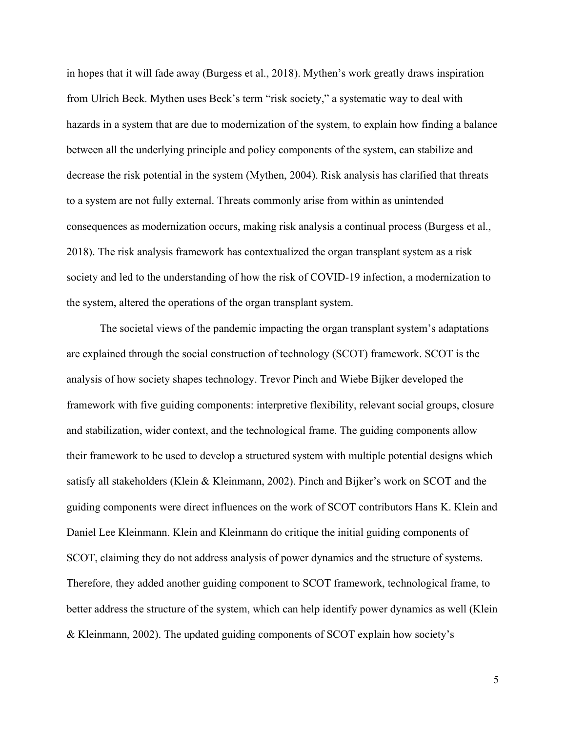in hopes that it will fade away (Burgess et al., 2018). Mythen's work greatly draws inspiration from Ulrich Beck. Mythen uses Beck's term "risk society," a systematic way to deal with hazards in a system that are due to modernization of the system, to explain how finding a balance between all the underlying principle and policy components of the system, can stabilize and decrease the risk potential in the system (Mythen, 2004). Risk analysis has clarified that threats to a system are not fully external. Threats commonly arise from within as unintended consequences as modernization occurs, making risk analysis a continual process (Burgess et al., 2018). The risk analysis framework has contextualized the organ transplant system as a risk society and led to the understanding of how the risk of COVID-19 infection, a modernization to the system, altered the operations of the organ transplant system.

The societal views of the pandemic impacting the organ transplant system's adaptations are explained through the social construction of technology (SCOT) framework. SCOT is the analysis of how society shapes technology. Trevor Pinch and Wiebe Bijker developed the framework with five guiding components: interpretive flexibility, relevant social groups, closure and stabilization, wider context, and the technological frame. The guiding components allow their framework to be used to develop a structured system with multiple potential designs which satisfy all stakeholders (Klein & Kleinmann, 2002). Pinch and Bijker's work on SCOT and the guiding components were direct influences on the work of SCOT contributors Hans K. Klein and Daniel Lee Kleinmann. Klein and Kleinmann do critique the initial guiding components of SCOT, claiming they do not address analysis of power dynamics and the structure of systems. Therefore, they added another guiding component to SCOT framework, technological frame, to better address the structure of the system, which can help identify power dynamics as well (Klein & Kleinmann, 2002). The updated guiding components of SCOT explain how society's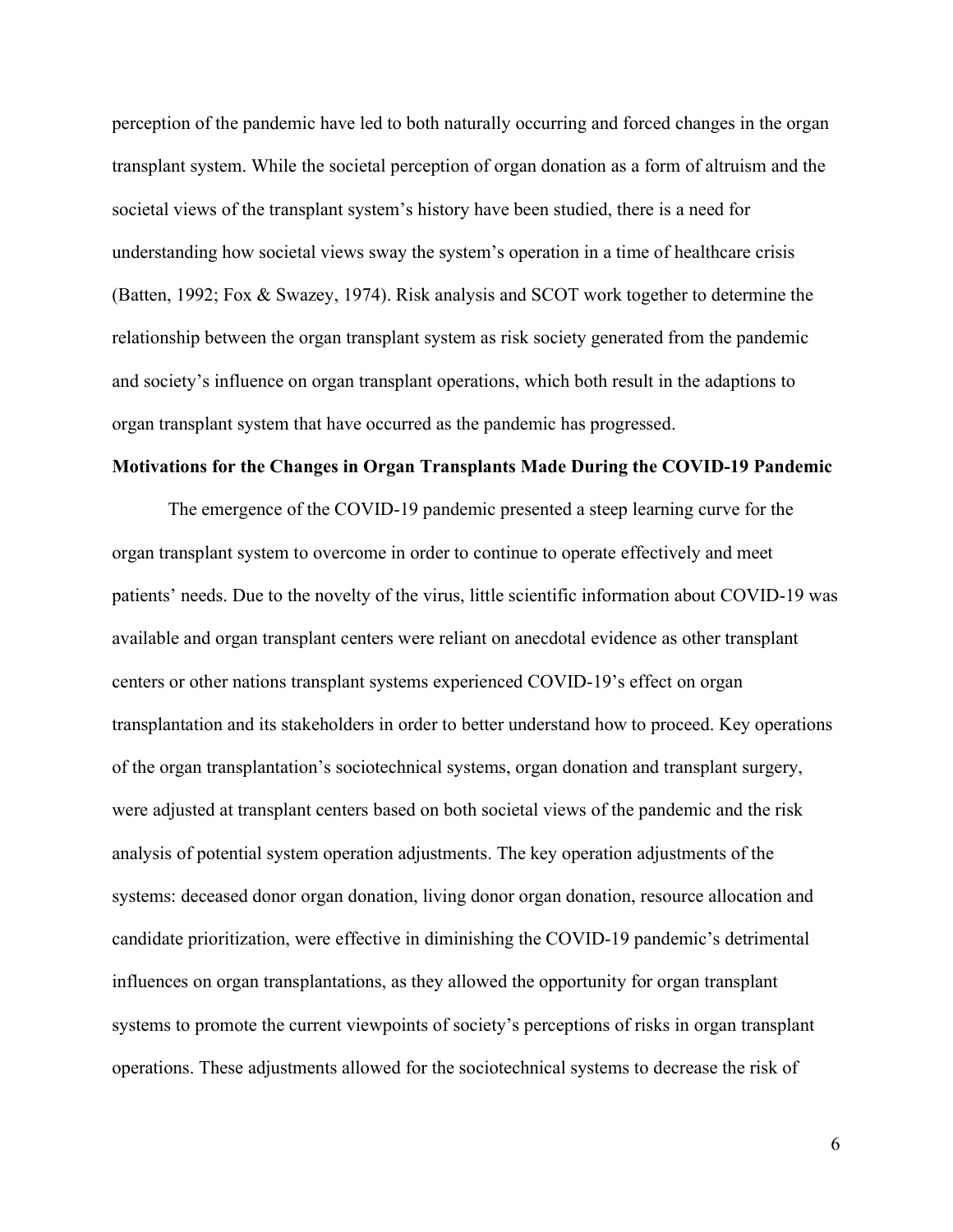perception of the pandemic have led to both naturally occurring and forced changes in the organ transplant system. While the societal perception of organ donation as a form of altruism and the societal views of the transplant system's history have been studied, there is a need for understanding how societal views sway the system's operation in a time of healthcare crisis (Batten, 1992; Fox & Swazey, 1974). Risk analysis and SCOT work together to determine the relationship between the organ transplant system as risk society generated from the pandemic and society's influence on organ transplant operations, which both result in the adaptions to organ transplant system that have occurred as the pandemic has progressed.

### Motivations for the Changes in Organ Transplants Made During the COVID-19 Pandemic

The emergence of the COVID-19 pandemic presented a steep learning curve for the organ transplant system to overcome in order to continue to operate effectively and meet patients' needs. Due to the novelty of the virus, little scientific information about COVID-19 was available and organ transplant centers were reliant on anecdotal evidence as other transplant centers or other nations transplant systems experienced COVID-19's effect on organ transplantation and its stakeholders in order to better understand how to proceed. Key operations of the organ transplantation's sociotechnical systems, organ donation and transplant surgery, were adjusted at transplant centers based on both societal views of the pandemic and the risk analysis of potential system operation adjustments. The key operation adjustments of the systems: deceased donor organ donation, living donor organ donation, resource allocation and candidate prioritization, were effective in diminishing the COVID-19 pandemic's detrimental influences on organ transplantations, as they allowed the opportunity for organ transplant systems to promote the current viewpoints of society's perceptions of risks in organ transplant operations. These adjustments allowed for the sociotechnical systems to decrease the risk of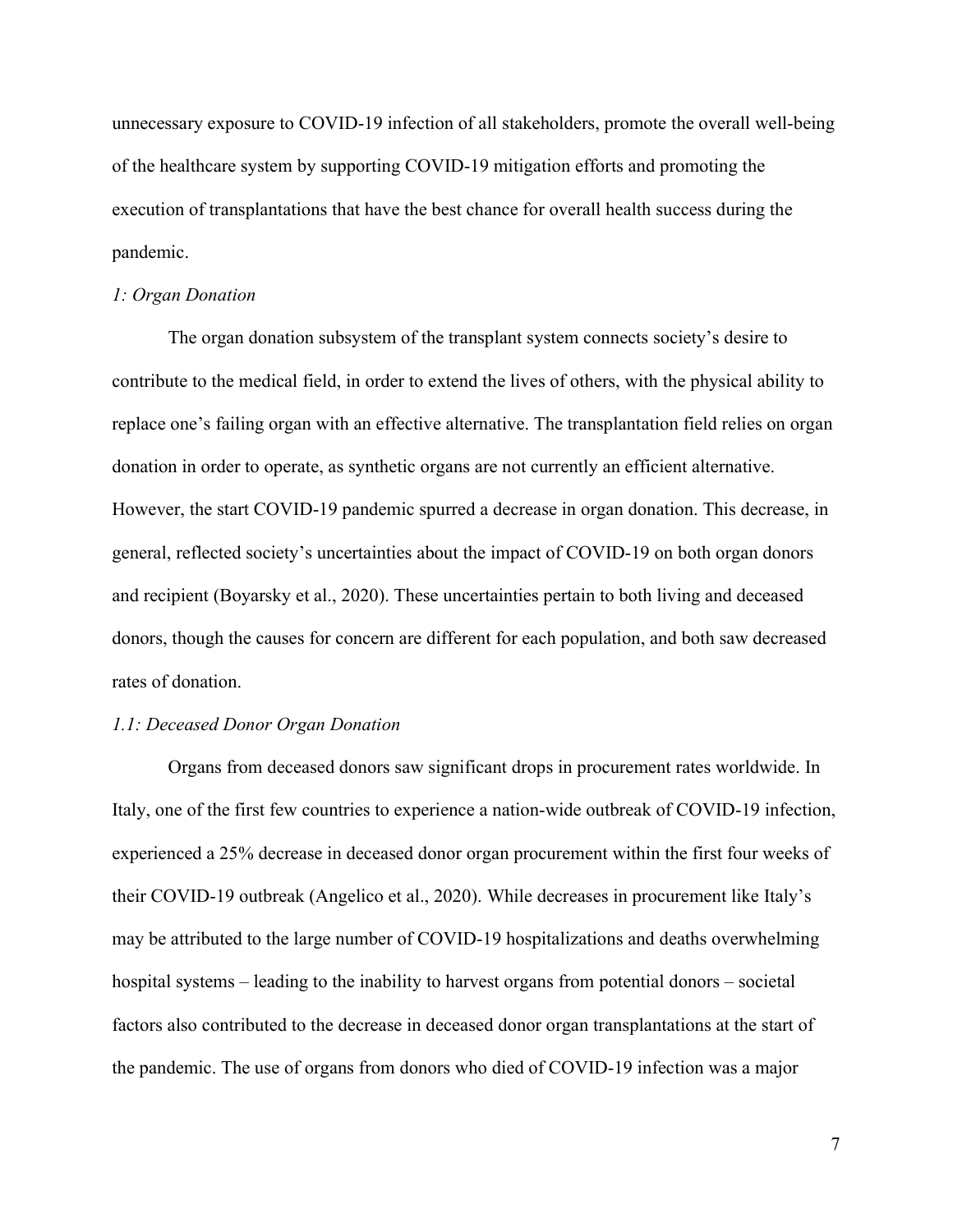unnecessary exposure to COVID-19 infection of all stakeholders, promote the overall well-being of the healthcare system by supporting COVID-19 mitigation efforts and promoting the execution of transplantations that have the best chance for overall health success during the pandemic.

### *1: Organ Donation*

The organ donation subsystem of the transplant system connects society's desire to contribute to the medical field, in order to extend the lives of others, with the physical ability to replace one's failing organ with an effective alternative. The transplantation field relies on organ donation in order to operate, as synthetic organs are not currently an efficient alternative. However, the start COVID-19 pandemic spurred a decrease in organ donation. This decrease, in general, reflected society's uncertainties about the impact of COVID-19 on both organ donors and recipient (Boyarsky et al., 2020). These uncertainties pertain to both living and deceased donors, though the causes for concern are different for each population, and both saw decreased rates of donation.

#### *1.1: Deceased Donor Organ Donation*

Organs from deceased donors saw significant drops in procurement rates worldwide. In Italy, one of the first few countries to experience a nation-wide outbreak of COVID-19 infection, experienced a 25% decrease in deceased donor organ procurement within the first four weeks of their COVID-19 outbreak (Angelico et al., 2020). While decreases in procurement like Italy's may be attributed to the large number of COVID-19 hospitalizations and deaths overwhelming hospital systems – leading to the inability to harvest organs from potential donors – societal factors also contributed to the decrease in deceased donor organ transplantations at the start of the pandemic. The use of organs from donors who died of COVID-19 infection was a major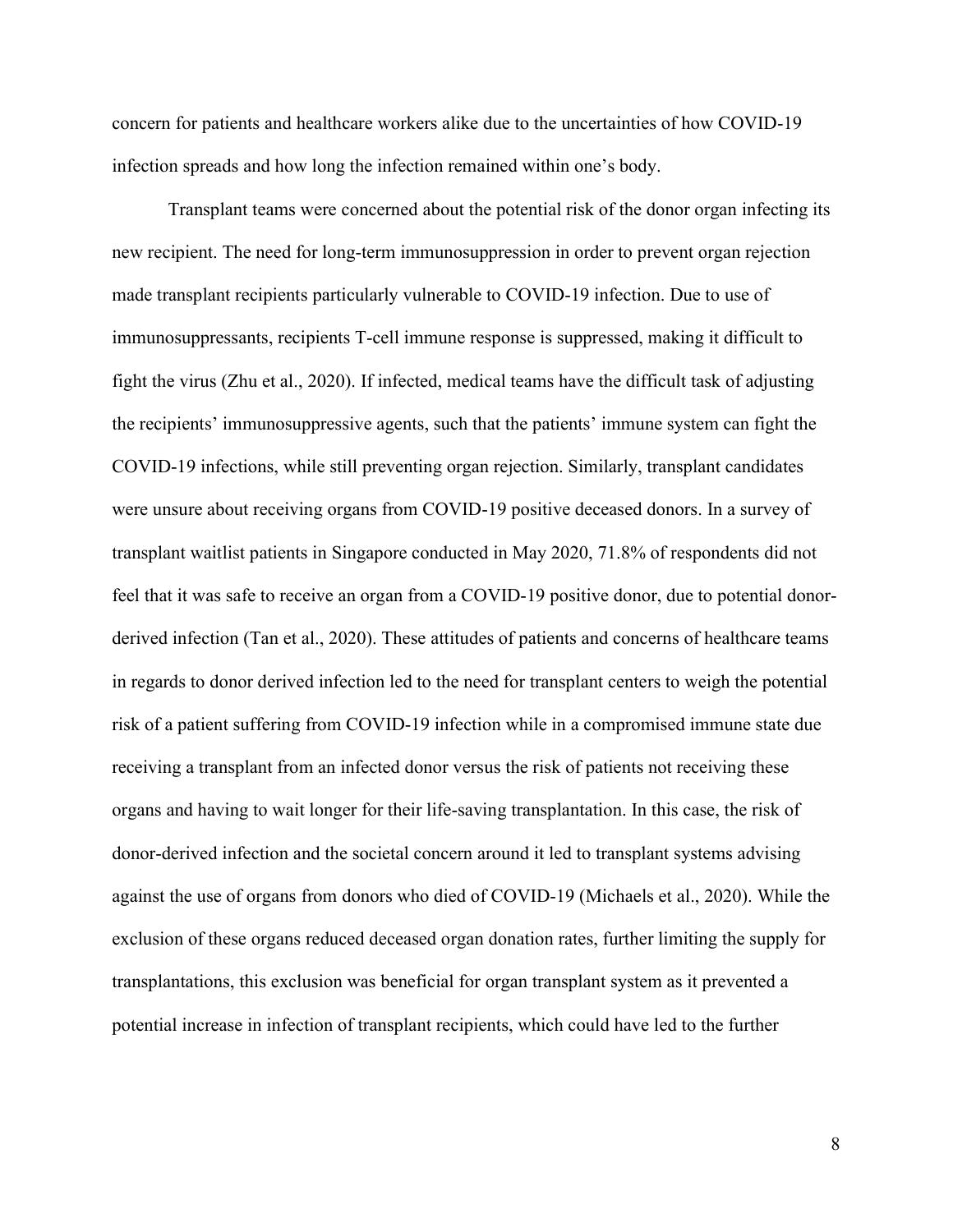concern for patients and healthcare workers alike due to the uncertainties of how COVID-19 infection spreads and how long the infection remained within one's body.

Transplant teams were concerned about the potential risk of the donor organ infecting its new recipient. The need for long-term immunosuppression in order to prevent organ rejection made transplant recipients particularly vulnerable to COVID-19 infection. Due to use of immunosuppressants, recipients T-cell immune response is suppressed, making it difficult to fight the virus (Zhu et al., 2020). If infected, medical teams have the difficult task of adjusting the recipients' immunosuppressive agents, such that the patients' immune system can fight the COVID-19 infections, while still preventing organ rejection. Similarly, transplant candidates were unsure about receiving organs from COVID-19 positive deceased donors. In a survey of transplant waitlist patients in Singapore conducted in May 2020, 71.8% of respondents did not feel that it was safe to receive an organ from a COVID-19 positive donor, due to potential donor-derived infection (Tan et al., 2020). These attitudes of patients and concerns of healthcare teams in regards to donor derived infection led to the need for transplant centers to weigh the potential risk of a patient suffering from COVID-19 infection while in a compromised immune state due receiving a transplant from an infected donor versus the risk of patients not receiving these organs and having to wait longer for their life-saving transplantation. In this case, the risk of donor-derived infection and the societal concern around it led to transplant systems advising against the use of organs from donors who died of COVID-19 (Michaels et al., 2020). While the exclusion of these organs reduced deceased organ donation rates, further limiting the supply for transplantations, this exclusion was beneficial for organ transplant system as it prevented a potential increase in infection of transplant recipients, which could have led to the further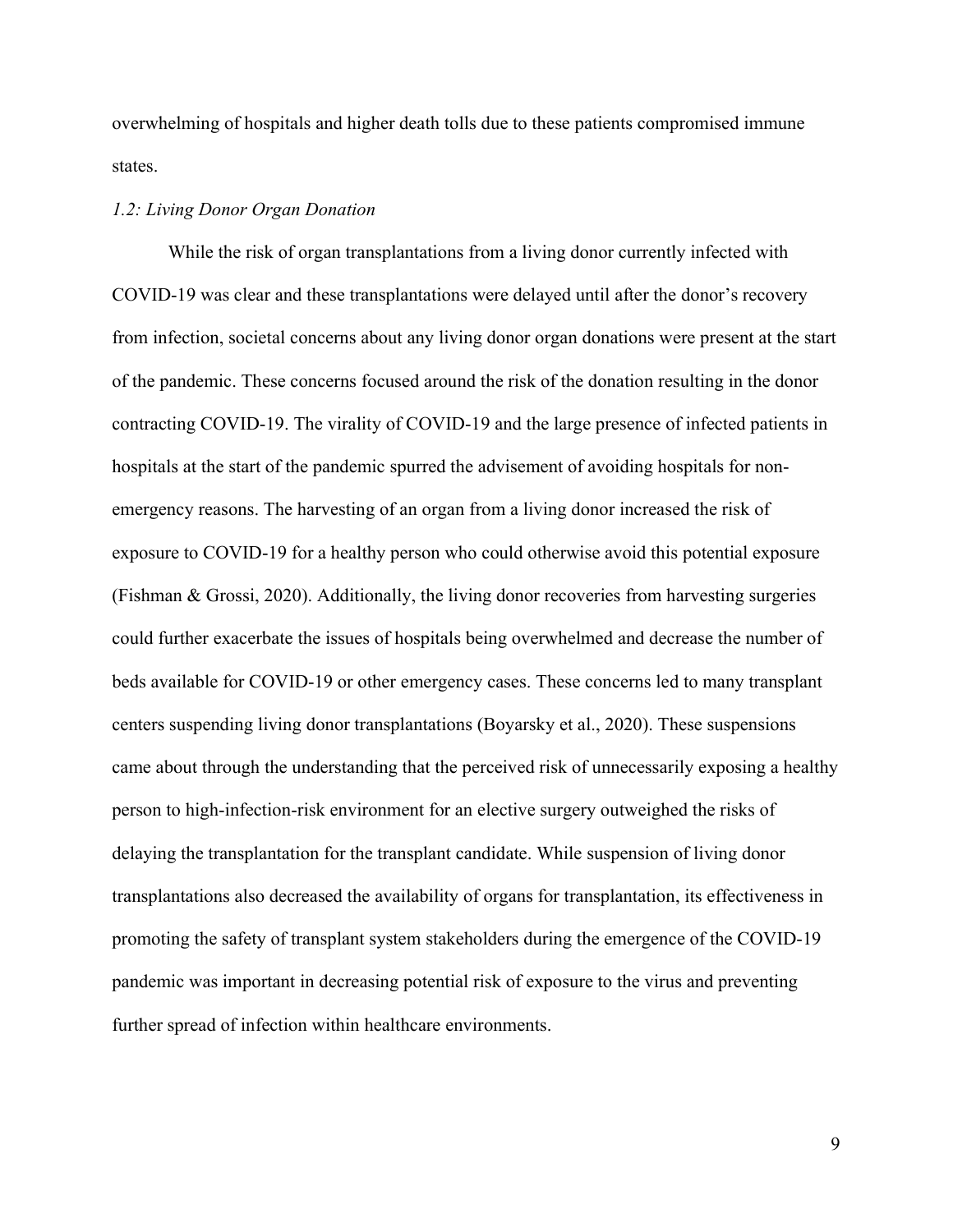overwhelming of hospitals and higher death tolls due to these patients compromised immune states.

### *1.2: Living Donor Organ Donation*

While the risk of organ transplantations from a living donor currently infected with COVID-19 was clear and these transplantations were delayed until after the donor's recovery from infection, societal concerns about any living donor organ donations were present at the start of the pandemic. These concerns focused around the risk of the donation resulting in the donor contracting COVID-19. The virality of COVID-19 and the large presence of infected patients in hospitals at the start of the pandemic spurred the advisement of avoiding hospitals for non-emergency reasons. The harvesting of an organ from a living donor increased the risk of exposure to COVID-19 for a healthy person who could otherwise avoid this potential exposure (Fishman & Grossi, 2020). Additionally, the living donor recoveries from harvesting surgeries could further exacerbate the issues of hospitals being overwhelmed and decrease the number of beds available for COVID-19 or other emergency cases. These concerns led to many transplant centers suspending living donor transplantations (Boyarsky et al., 2020). These suspensions came about through the understanding that the perceived risk of unnecessarily exposing a healthy person to high-infection-risk environment for an elective surgery outweighed the risks of delaying the transplantation for the transplant candidate. While suspension of living donor transplantations also decreased the availability of organs for transplantation, its effectiveness in promoting the safety of transplant system stakeholders during the emergence of the COVID-19 pandemic was important in decreasing potential risk of exposure to the virus and preventing further spread of infection within healthcare environments.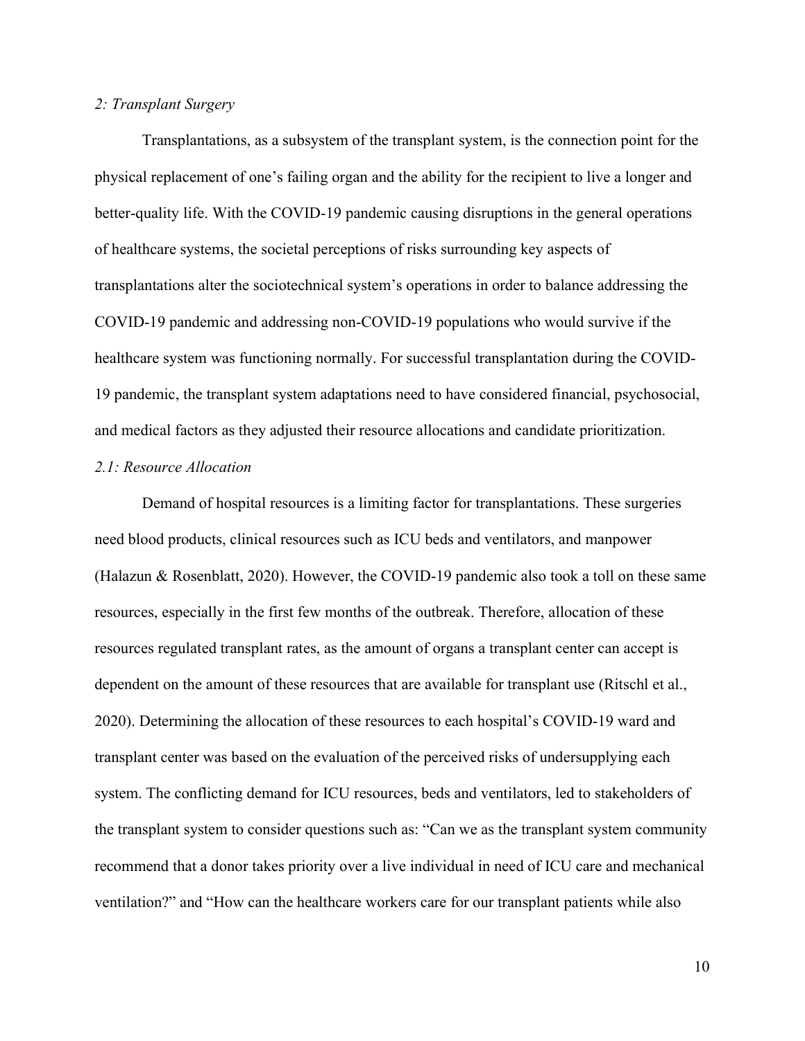### *2: Transplant Surgery*

Transplantations, as a subsystem of the transplant system, is the connection point for the physical replacement of one's failing organ and the ability for the recipient to live a longer and better-quality life. With the COVID-19 pandemic causing disruptions in the general operations of healthcare systems, the societal perceptions of risks surrounding key aspects of transplantations alter the sociotechnical system's operations in order to balance addressing the COVID-19 pandemic and addressing non-COVID-19 populations who would survive if the healthcare system was functioning normally. For successful transplantation during the COVID-19 pandemic, the transplant system adaptations need to have considered financial, psychosocial, and medical factors as they adjusted their resource allocations and candidate prioritization.

#### *2.1: Resource Allocation*

Demand of hospital resources is a limiting factor for transplantations. These surgeries need blood products, clinical resources such as ICU beds and ventilators, and manpower (Halazun & Rosenblatt, 2020). However, the COVID-19 pandemic also took a toll on these same resources, especially in the first few months of the outbreak. Therefore, allocation of these resources regulated transplant rates, as the amount of organs a transplant center can accept is dependent on the amount of these resources that are available for transplant use (Ritschl et al., 2020). Determining the allocation of these resources to each hospital's COVID-19 ward and transplant center was based on the evaluation of the perceived risks of undersupplying each system. The conflicting demand for ICU resources, beds and ventilators, led to stakeholders of the transplant system to consider questions such as: "Can we as the transplant system community recommend that a donor takes priority over a live individual in need of ICU care and mechanical ventilation?" and "How can the healthcare workers care for our transplant patients while also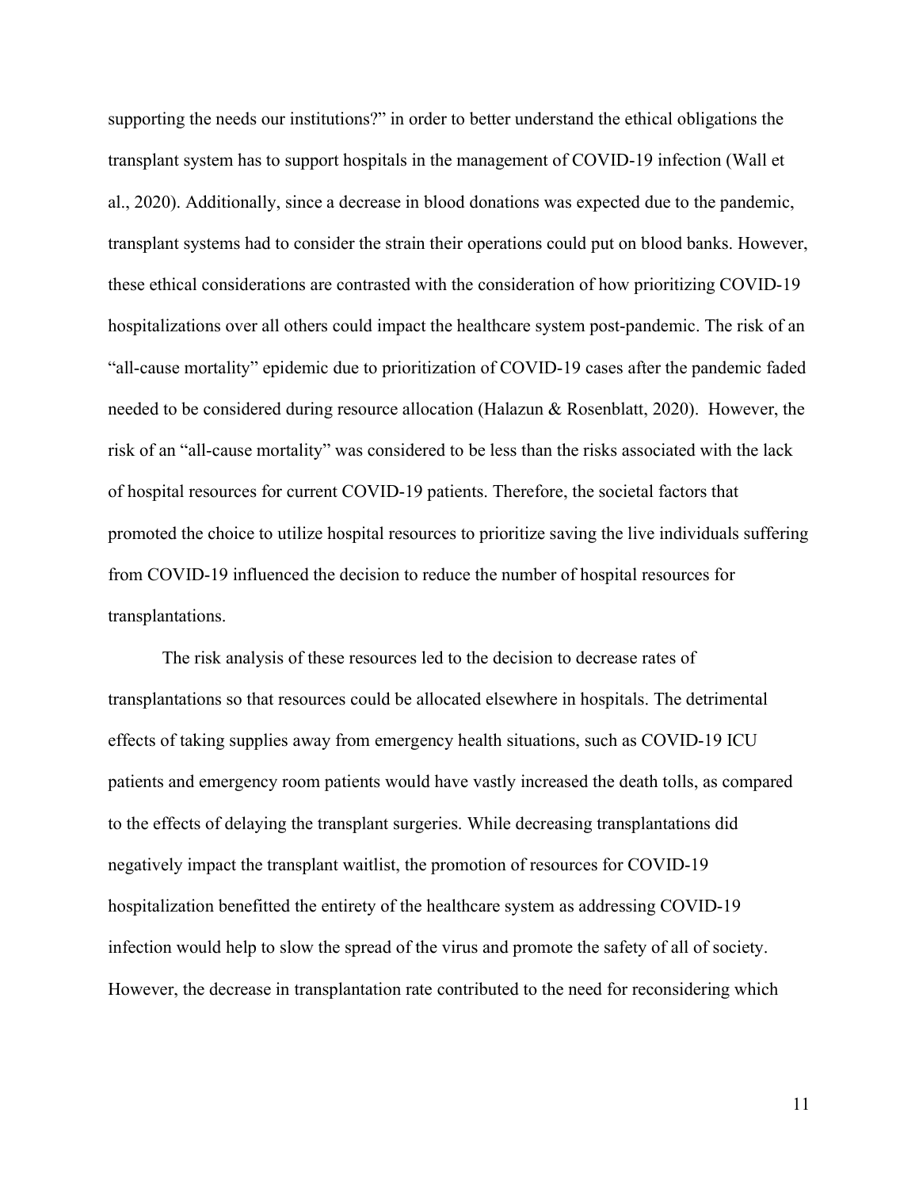supporting the needs our institutions?" in order to better understand the ethical obligations the transplant system has to support hospitals in the management of COVID-19 infection (Wall et al., 2020). Additionally, since a decrease in blood donations was expected due to the pandemic, transplant systems had to consider the strain their operations could put on blood banks. However, these ethical considerations are contrasted with the consideration of how prioritizing COVID-19 hospitalizations over all others could impact the healthcare system post-pandemic. The risk of an "all-cause mortality" epidemic due to prioritization of COVID-19 cases after the pandemic faded needed to be considered during resource allocation (Halazun & Rosenblatt, 2020). However, the risk of an "all-cause mortality" was considered to be less than the risks associated with the lack of hospital resources for current COVID-19 patients. Therefore, the societal factors that promoted the choice to utilize hospital resources to prioritize saving the live individuals suffering from COVID-19 influenced the decision to reduce the number of hospital resources for transplantations.

The risk analysis of these resources led to the decision to decrease rates of transplantations so that resources could be allocated elsewhere in hospitals. The detrimental effects of taking supplies away from emergency health situations, such as COVID-19 ICU patients and emergency room patients would have vastly increased the death tolls, as compared to the effects of delaying the transplant surgeries. While decreasing transplantations did negatively impact the transplant waitlist, the promotion of resources for COVID-19 hospitalization benefitted the entirety of the healthcare system as addressing COVID-19 infection would help to slow the spread of the virus and promote the safety of all of society. However, the decrease in transplantation rate contributed to the need for reconsidering which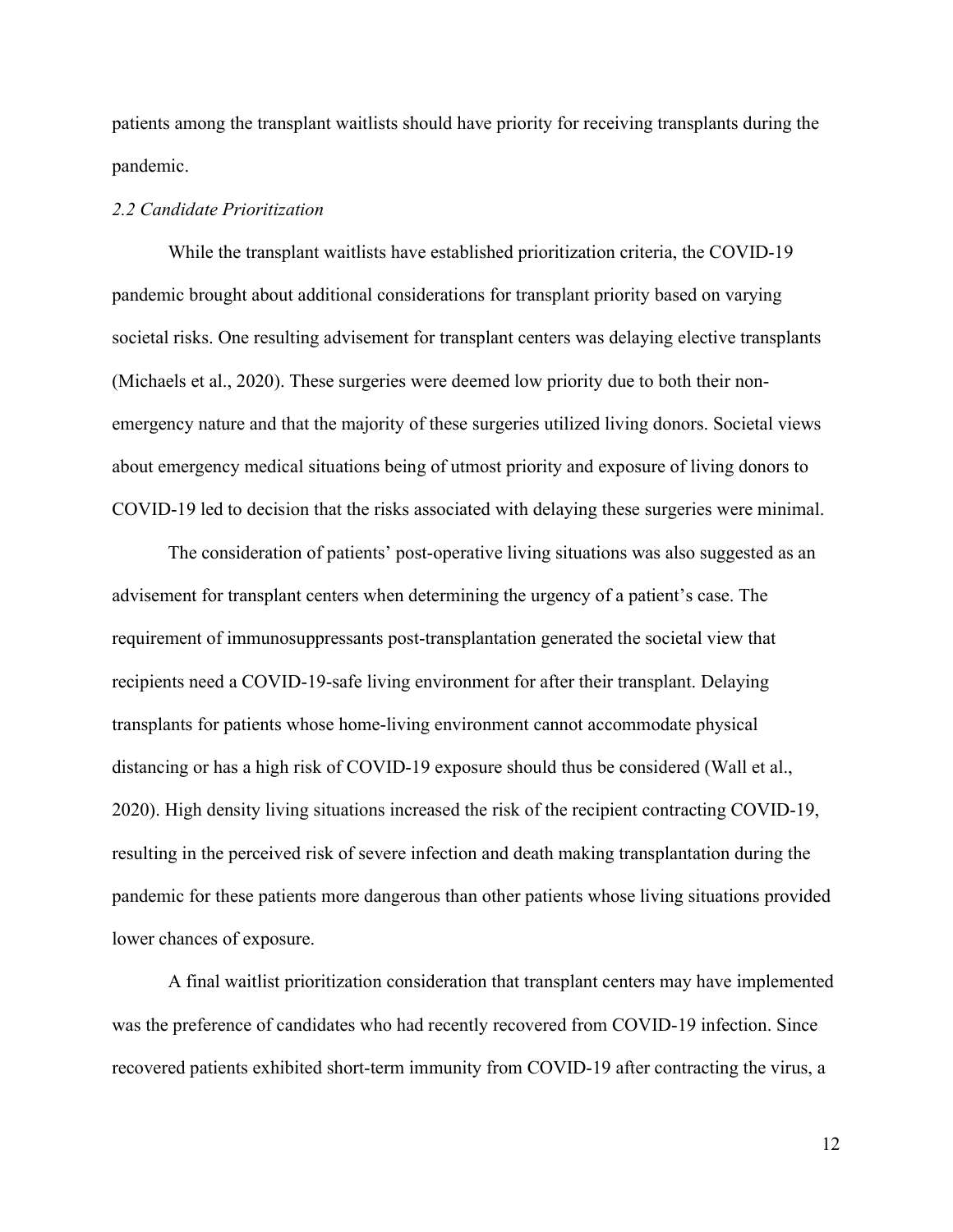patients among the transplant waitlists should have priority for receiving transplants during the pandemic.

### *2.2 Candidate Prioritization*

While the transplant waitlists have established prioritization criteria, the COVID-19 pandemic brought about additional considerations for transplant priority based on varying societal risks. One resulting advisement for transplant centers was delaying elective transplants (Michaels et al., 2020). These surgeries were deemed low priority due to both their non-emergency nature and that the majority of these surgeries utilized living donors. Societal views about emergency medical situations being of utmost priority and exposure of living donors to COVID-19 led to decision that the risks associated with delaying these surgeries were minimal.

The consideration of patients' post-operative living situations was also suggested as an advisement for transplant centers when determining the urgency of a patient's case. The requirement of immunosuppressants post-transplantation generated the societal view that recipients need a COVID-19-safe living environment for after their transplant. Delaying transplants for patients whose home-living environment cannot accommodate physical distancing or has a high risk of COVID-19 exposure should thus be considered (Wall et al., 2020). High density living situations increased the risk of the recipient contracting COVID-19, resulting in the perceived risk of severe infection and death making transplantation during the pandemic for these patients more dangerous than other patients whose living situations provided lower chances of exposure.

A final waitlist prioritization consideration that transplant centers may have implemented was the preference of candidates who had recently recovered from COVID-19 infection. Since recovered patients exhibited short-term immunity from COVID-19 after contracting the virus, a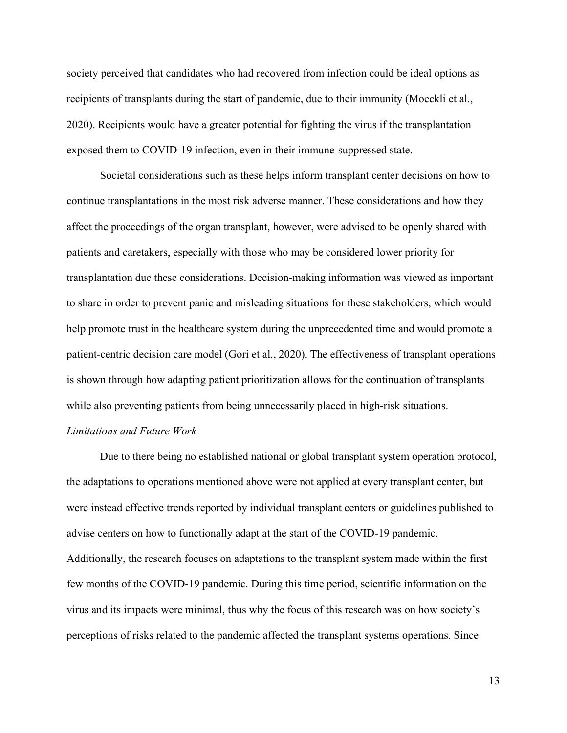society perceived that candidates who had recovered from infection could be ideal options as recipients of transplants during the start of pandemic, due to their immunity (Moeckli et al., 2020). Recipients would have a greater potential for fighting the virus if the transplantation exposed them to COVID-19 infection, even in their immune-suppressed state.

Societal considerations such as these helps inform transplant center decisions on how to continue transplantations in the most risk adverse manner. These considerations and how they affect the proceedings of the organ transplant, however, were advised to be openly shared with patients and caretakers, especially with those who may be considered lower priority for transplantation due these considerations. Decision-making information was viewed as important to share in order to prevent panic and misleading situations for these stakeholders, which would help promote trust in the healthcare system during the unprecedented time and would promote a patient-centric decision care model (Gori et al., 2020). The effectiveness of transplant operations is shown through how adapting patient prioritization allows for the continuation of transplants while also preventing patients from being unnecessarily placed in high-risk situations.

*Limitations and Future Work*

Due to there being no established national or global transplant system operation protocol, the adaptations to operations mentioned above were not applied at every transplant center, but were instead effective trends reported by individual transplant centers or guidelines published to advise centers on how to functionally adapt at the start of the COVID-19 pandemic. Additionally, the research focuses on adaptations to the transplant system made within the first few months of the COVID-19 pandemic. During this time period, scientific information on the virus and its impacts were minimal, thus why the focus of this research was on how society's perceptions of risks related to the pandemic affected the transplant systems operations. Since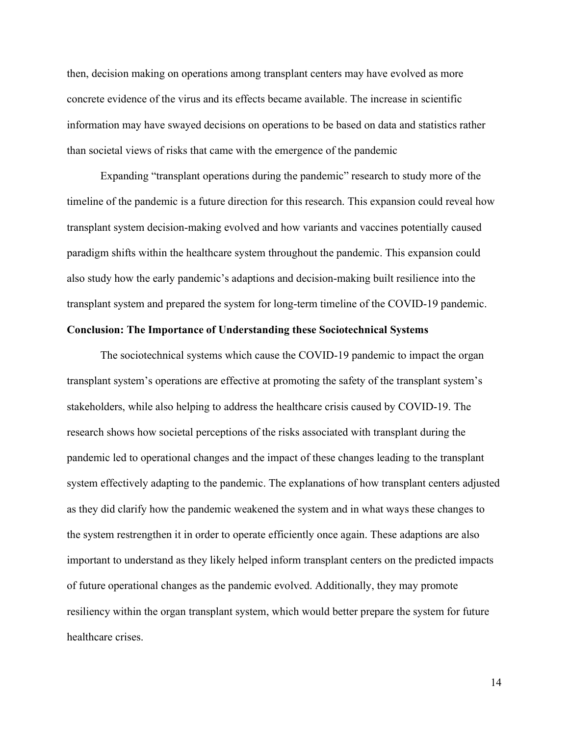then, decision making on operations among transplant centers may have evolved as more concrete evidence of the virus and its effects became available. The increase in scientific information may have swayed decisions on operations to be based on data and statistics rather than societal views of risks that came with the emergence of the pandemic

Expanding "transplant operations during the pandemic" research to study more of the timeline of the pandemic is a future direction for this research. This expansion could reveal how transplant system decision-making evolved and how variants and vaccines potentially caused paradigm shifts within the healthcare system throughout the pandemic. This expansion could also study how the early pandemic's adaptions and decision-making built resilience into the transplant system and prepared the system for long-term timeline of the COVID-19 pandemic.

## Conclusion: The Importance of Understanding these Sociotechnical Systems

The sociotechnical systems which cause the COVID-19 pandemic to impact the organ transplant system's operations are effective at promoting the safety of the transplant system's stakeholders, while also helping to address the healthcare crisis caused by COVID-19. The research shows how societal perceptions of the risks associated with transplant during the pandemic led to operational changes and the impact of these changes leading to the transplant system effectively adapting to the pandemic. The explanations of how transplant centers adjusted as they did clarify how the pandemic weakened the system and in what ways these changes to the system restrengthen it in order to operate efficiently once again. These adaptions are also important to understand as they likely helped inform transplant centers on the predicted impacts of future operational changes as the pandemic evolved. Additionally, they may promote resiliency within the organ transplant system, which would better prepare the system for future healthcare crises.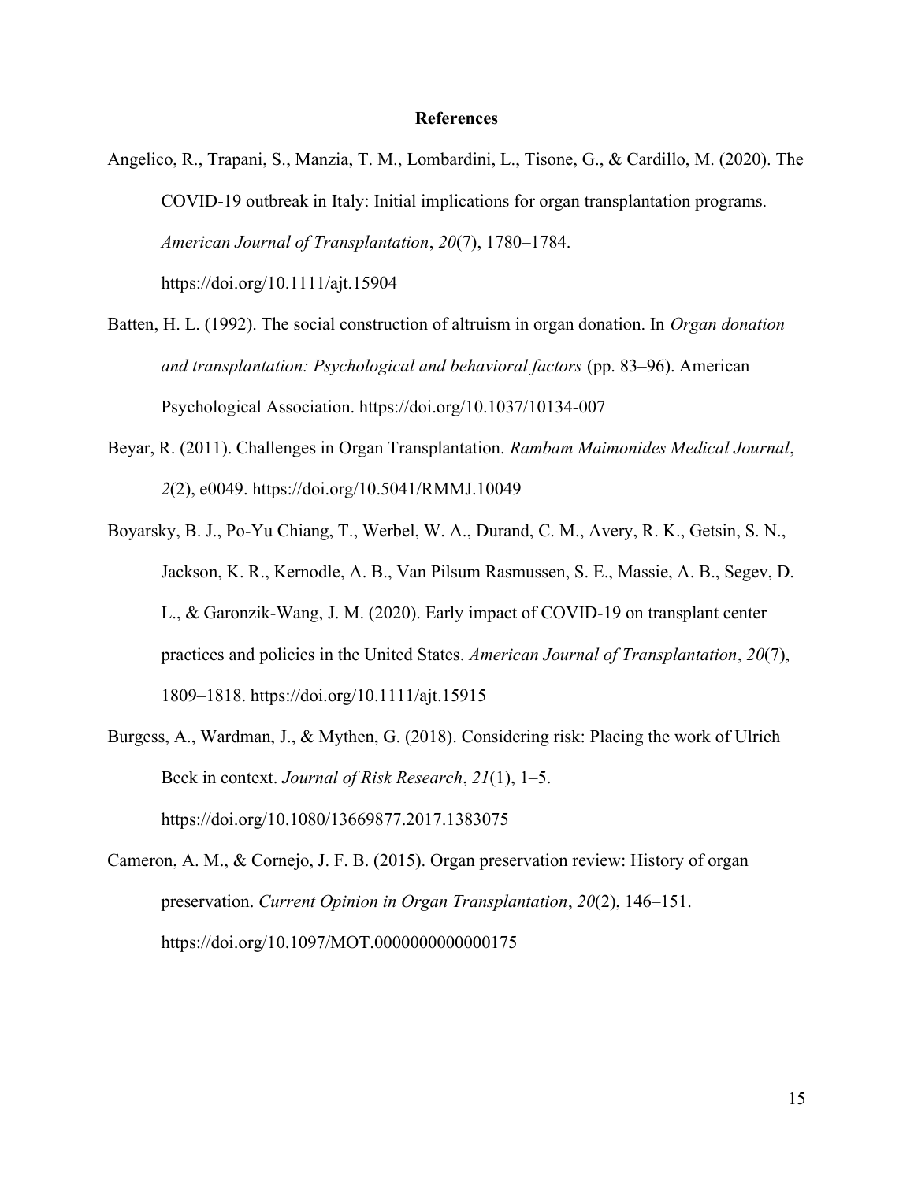# References

Angelico, R., Trapani, S., Manzia, T. M., Lombardini, L., Tisone, G., & Cardillo, M. (2020). The COVID-19 outbreak in Italy: Initial implications for organ transplantation programs. *American Journal of Transplantation*, *20*(7), 1780–1784. https://doi.org/10.1111/ajt.15904

Batten, H. L. (1992). The social construction of altruism in organ donation. In *Organ donation and transplantation: Psychological and behavioral factors* (pp. 83–96). American Psychological Association. https://doi.org/10.1037/10134-007

Beyar, R. (2011). Challenges in Organ Transplantation. *Rambam Maimonides Medical Journal*, *2*(2), e0049. https://doi.org/10.5041/RMMJ.10049

Boyarsky, B. J., Po-Yu Chiang, T., Werbel, W. A., Durand, C. M., Avery, R. K., Getsin, S. N., Jackson, K. R., Kernodle, A. B., Van Pilsum Rasmussen, S. E., Massie, A. B., Segev, D. L., & Garonzik-Wang, J. M. (2020). Early impact of COVID-19 on transplant center practices and policies in the United States. *American Journal of Transplantation*, *20*(7), 1809–1818. https://doi.org/10.1111/ajt.15915

Burgess, A., Wardman, J., & Mythen, G. (2018). Considering risk: Placing the work of Ulrich Beck in context. *Journal of Risk Research*, *21*(1), 1–5. https://doi.org/10.1080/13669877.2017.1383075

Cameron, A. M., & Cornejo, J. F. B. (2015). Organ preservation review: History of organ preservation. *Current Opinion in Organ Transplantation*, *20*(2), 146–151. https://doi.org/10.1097/MOT.0000000000000175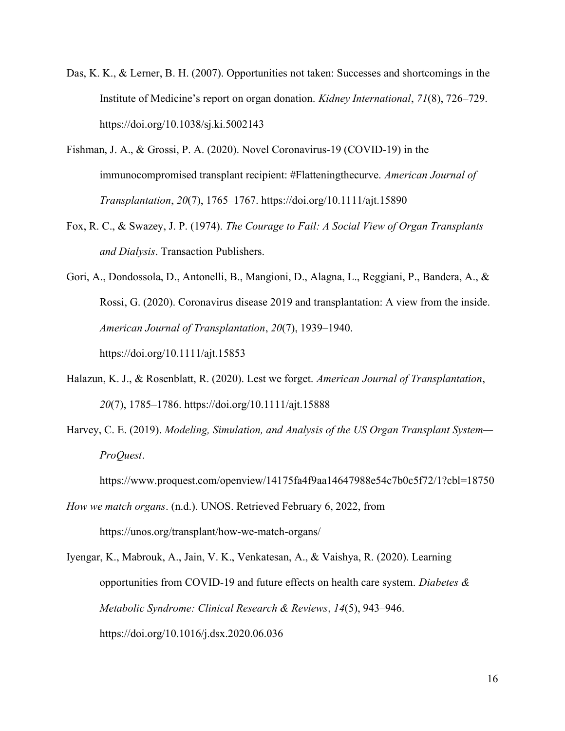Das, K. K., & Lerner, B. H. (2007). Opportunities not taken: Successes and shortcomings in the Institute of Medicine's report on organ donation. *Kidney International*, *71*(8), 726–729. https://doi.org/10.1038/sj.ki.5002143

Fishman, J. A., & Grossi, P. A. (2020). Novel Coronavirus-19 (COVID-19) in the immunocompromised transplant recipient: #Flatteningthecurve. *American Journal of Transplantation*, *20*(7), 1765–1767. https://doi.org/10.1111/ajt.15890

Fox, R. C., & Swazey, J. P. (1974). *The Courage to Fail: A Social View of Organ Transplants and Dialysis*. Transaction Publishers.

Gori, A., Dondossola, D., Antonelli, B., Mangioni, D., Alagna, L., Reggiani, P., Bandera, A., & Rossi, G. (2020). Coronavirus disease 2019 and transplantation: A view from the inside. *American Journal of Transplantation*, *20*(7), 1939–1940. https://doi.org/10.1111/ajt.15853

Halazun, K. J., & Rosenblatt, R. (2020). Lest we forget. *American Journal of Transplantation*, *20*(7), 1785–1786. https://doi.org/10.1111/ajt.15888

Harvey, C. E. (2019). *Modeling, Simulation, and Analysis of the US Organ Transplant System—ProQuest*. https://www.proquest.com/openview/14175fa4f9aa14647988e54c7b0c5f72/1?cbl=18750

*How we match organs*. (n.d.). UNOS. Retrieved February 6, 2022, from https://unos.org/transplant/how-we-match-organs/

Iyengar, K., Mabrouk, A., Jain, V. K., Venkatesan, A., & Vaishya, R. (2020). Learning opportunities from COVID-19 and future effects on health care system. *Diabetes & Metabolic Syndrome: Clinical Research & Reviews*, *14*(5), 943–946. https://doi.org/10.1016/j.dsx.2020.06.036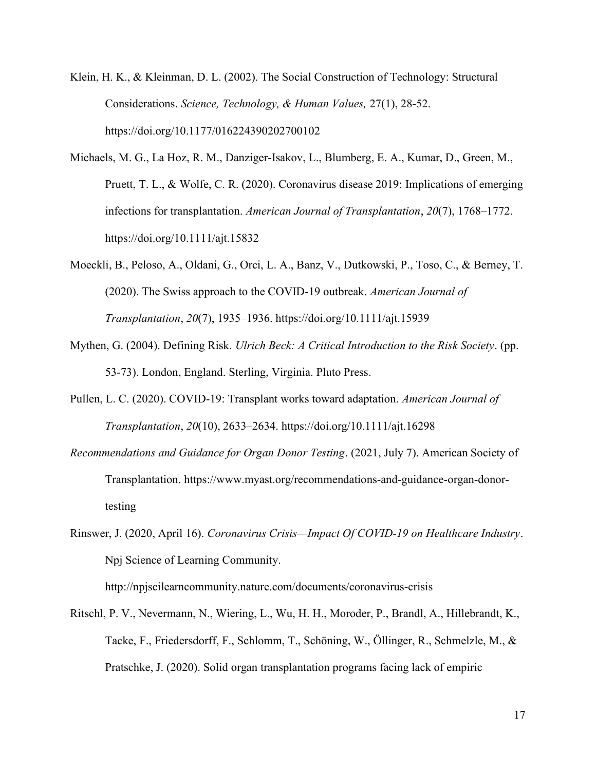Klein, H. K., & Kleinman, D. L. (2002). The Social Construction of Technology: Structural Considerations. *Science, Technology, & Human Values,* 27(1), 28-52. https://doi.org/10.1177/016224390202700102

Michaels, M. G., La Hoz, R. M., Danziger-Isakov, L., Blumberg, E. A., Kumar, D., Green, M., Pruett, T. L., & Wolfe, C. R. (2020). Coronavirus disease 2019: Implications of emerging infections for transplantation. *American Journal of Transplantation*, *20*(7), 1768–1772. https://doi.org/10.1111/ajt.15832

Moeckli, B., Peloso, A., Oldani, G., Orci, L. A., Banz, V., Dutkowski, P., Toso, C., & Berney, T. (2020). The Swiss approach to the COVID-19 outbreak. *American Journal of Transplantation*, *20*(7), 1935–1936. https://doi.org/10.1111/ajt.15939

Mythen, G. (2004). Defining Risk. *Ulrich Beck: A Critical Introduction to the Risk Society*. (pp. 53-73). London, England. Sterling, Virginia. Pluto Press.

Pullen, L. C. (2020). COVID-19: Transplant works toward adaptation. *American Journal of Transplantation*, *20*(10), 2633–2634. https://doi.org/10.1111/ajt.16298

*Recommendations and Guidance for Organ Donor Testing*. (2021, July 7). American Society of Transplantation. https://www.myast.org/recommendations-and-guidance-organ-donor-testing

Rinswer, J. (2020, April 16). *Coronavirus Crisis—Impact Of COVID-19 on Healthcare Industry*. Npj Science of Learning Community. http://npjscilearncommunity.nature.com/documents/coronavirus-crisis

Ritschl, P. V., Nevermann, N., Wiering, L., Wu, H. H., Moroder, P., Brandl, A., Hillebrandt, K., Tacke, F., Friedersdorff, F., Schlomm, T., Schöning, W., Öllinger, R., Schmelzle, M., & Pratschke, J. (2020). Solid organ transplantation programs facing lack of empiric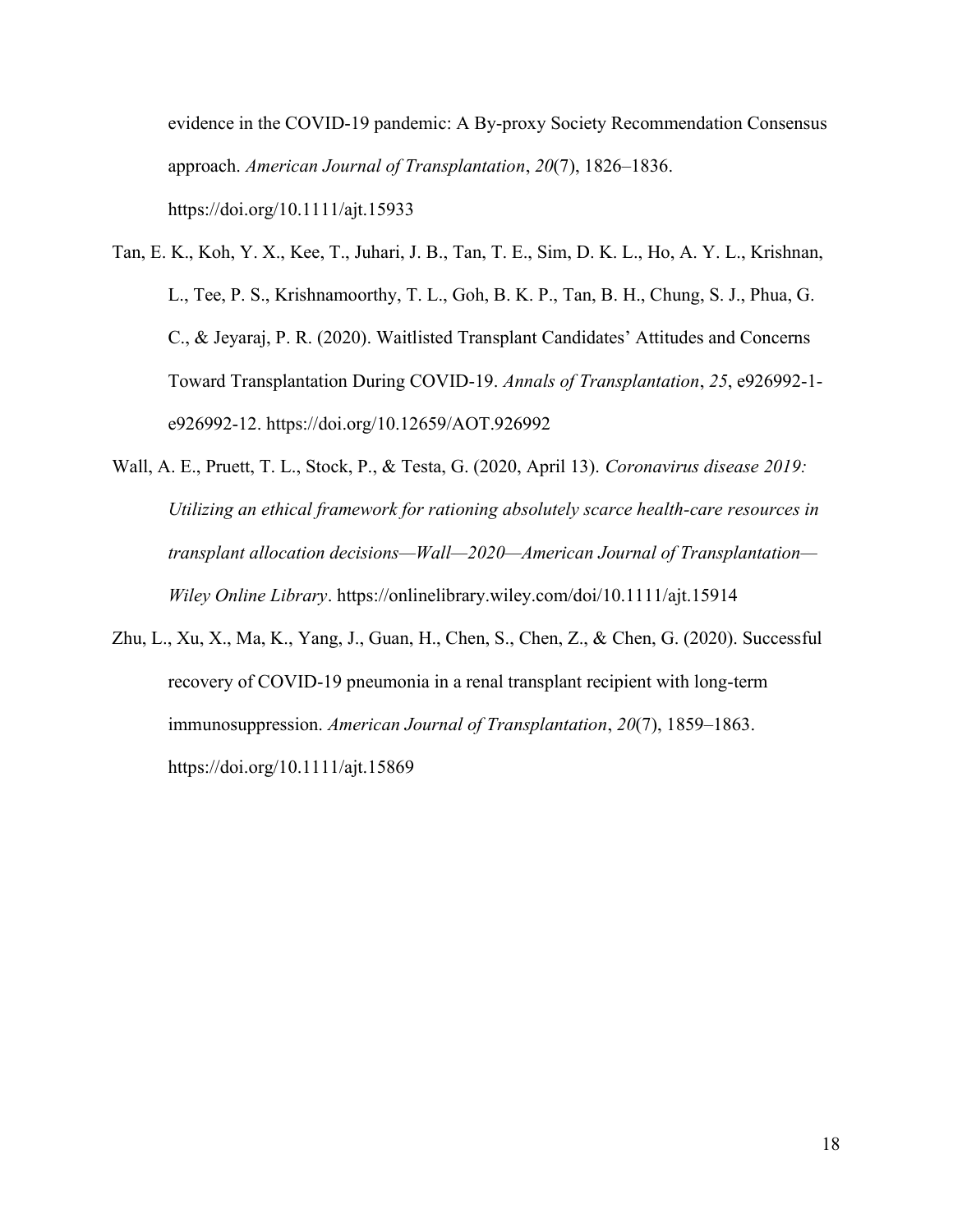evidence in the COVID-19 pandemic: A By-proxy Society Recommendation Consensus approach. *American Journal of Transplantation*, *20*(7), 1826–1836. https://doi.org/10.1111/ajt.15933

Tan, E. K., Koh, Y. X., Kee, T., Juhari, J. B., Tan, T. E., Sim, D. K. L., Ho, A. Y. L., Krishnan, L., Tee, P. S., Krishnamoorthy, T. L., Goh, B. K. P., Tan, B. H., Chung, S. J., Phua, G. C., & Jeyaraj, P. R. (2020). Waitlisted Transplant Candidates' Attitudes and Concerns Toward Transplantation During COVID-19. *Annals of Transplantation*, *25*, e926992-1-e926992-12. https://doi.org/10.12659/AOT.926992

Wall, A. E., Pruett, T. L., Stock, P., & Testa, G. (2020, April 13). *Coronavirus disease 2019: Utilizing an ethical framework for rationing absolutely scarce health-care resources in transplant allocation decisions—Wall—2020—American Journal of Transplantation—Wiley Online Library*. https://onlinelibrary.wiley.com/doi/10.1111/ajt.15914

Zhu, L., Xu, X., Ma, K., Yang, J., Guan, H., Chen, S., Chen, Z., & Chen, G. (2020). Successful recovery of COVID-19 pneumonia in a renal transplant recipient with long-term immunosuppression. *American Journal of Transplantation*, *20*(7), 1859–1863. https://doi.org/10.1111/ajt.15869